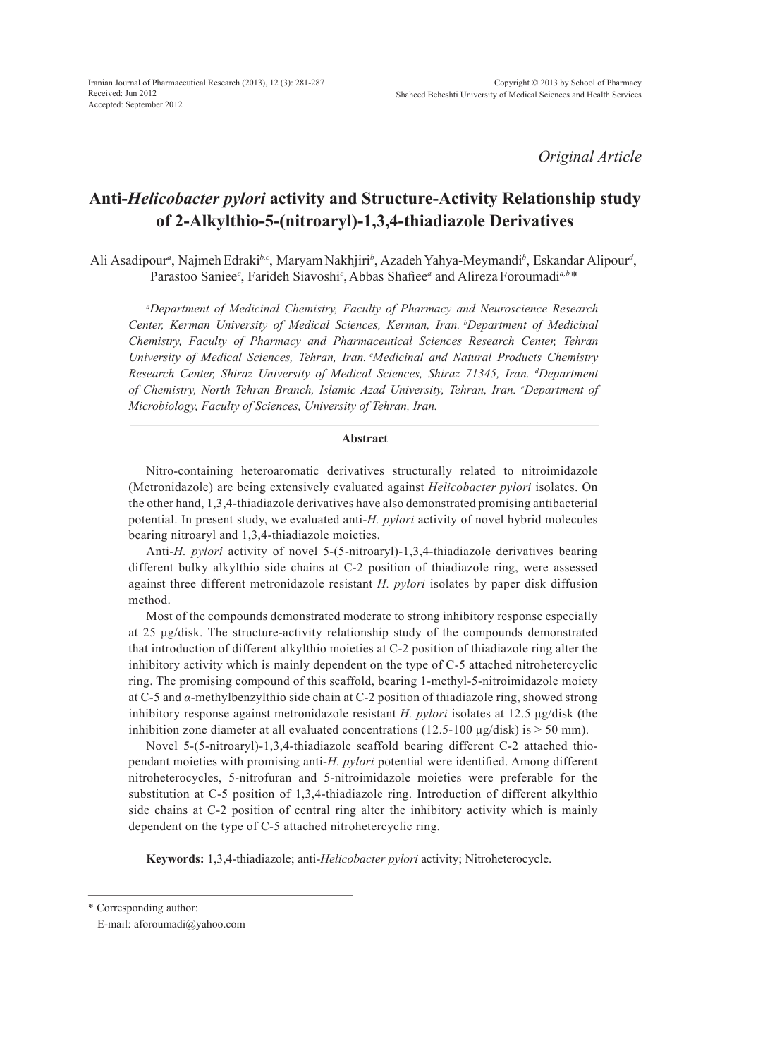Received: Jun 2012
Accepted: September 2012

*Original Article*

# Anti-*Helicobacter pylori* activity and Structure-Activity Relationship study of 2-Alkylthio-5-(nitroaryl)-1,3,4-thiadiazole Derivatives

Ali Asadipour[a], Najmeh Edraki[b,c], Maryam Nakhjiri[b], Azadeh Yahya-Meymandi[b], Eskandar Alipour[d], Parastoo Saniee[e], Farideh Siavoshi[e], Abbas Shafiee[a] and Alireza Foroumadi[a,b]*

*[a]Department of Medicinal Chemistry, Faculty of Pharmacy and Neuroscience Research Center, Kerman University of Medical Sciences, Kerman, Iran. [b]Department of Medicinal Chemistry, Faculty of Pharmacy and Pharmaceutical Sciences Research Center, Tehran University of Medical Sciences, Tehran, Iran. [c]Medicinal and Natural Products Chemistry Research Center, Shiraz University of Medical Sciences, Shiraz 71345, Iran. [d]Department of Chemistry, North Tehran Branch, Islamic Azad University, Tehran, Iran. [e]Department of Microbiology, Faculty of Sciences, University of Tehran, Iran.*

## Abstract

Nitro-containing heteroaromatic derivatives structurally related to nitroimidazole (Metronidazole) are being extensively evaluated against *Helicobacter pylori* isolates. On the other hand, 1,3,4-thiadiazole derivatives have also demonstrated promising antibacterial potential. In present study, we evaluated anti-*H. pylori* activity of novel hybrid molecules bearing nitroaryl and 1,3,4-thiadiazole moieties.

Anti-*H. pylori* activity of novel 5-(5-nitroaryl)-1,3,4-thiadiazole derivatives bearing different bulky alkylthio side chains at C-2 position of thiadiazole ring, were assessed against three different metronidazole resistant *H. pylori* isolates by paper disk diffusion method.

Most of the compounds demonstrated moderate to strong inhibitory response especially at 25 µg/disk. The structure-activity relationship study of the compounds demonstrated that introduction of different alkylthio moieties at C-2 position of thiadiazole ring alter the inhibitory activity which is mainly dependent on the type of C-5 attached nitrohetercyclic ring. The promising compound of this scaffold, bearing 1-methyl-5-nitroimidazole moiety at C-5 and *α*-methylbenzylthio side chain at C-2 position of thiadiazole ring, showed strong inhibitory response against metronidazole resistant *H. pylori* isolates at 12.5 µg/disk (the inhibition zone diameter at all evaluated concentrations (12.5-100 µg/disk) is > 50 mm).

Novel 5-(5-nitroaryl)-1,3,4-thiadiazole scaffold bearing different C-2 attached thio-pendant moieties with promising anti-*H. pylori* potential were identified. Among different nitroheterocycles, 5-nitrofuran and 5-nitroimidazole moieties were preferable for the substitution at C-5 position of 1,3,4-thiadiazole ring. Introduction of different alkylthio side chains at C-2 position of central ring alter the inhibitory activity which is mainly dependent on the type of C-5 attached nitrohetercyclic ring.

**Keywords:** 1,3,4-thiadiazole; anti-*Helicobacter pylori* activity; Nitroheterocycle.

---

\* Corresponding author:
E-mail: aforoumadi@yahoo.com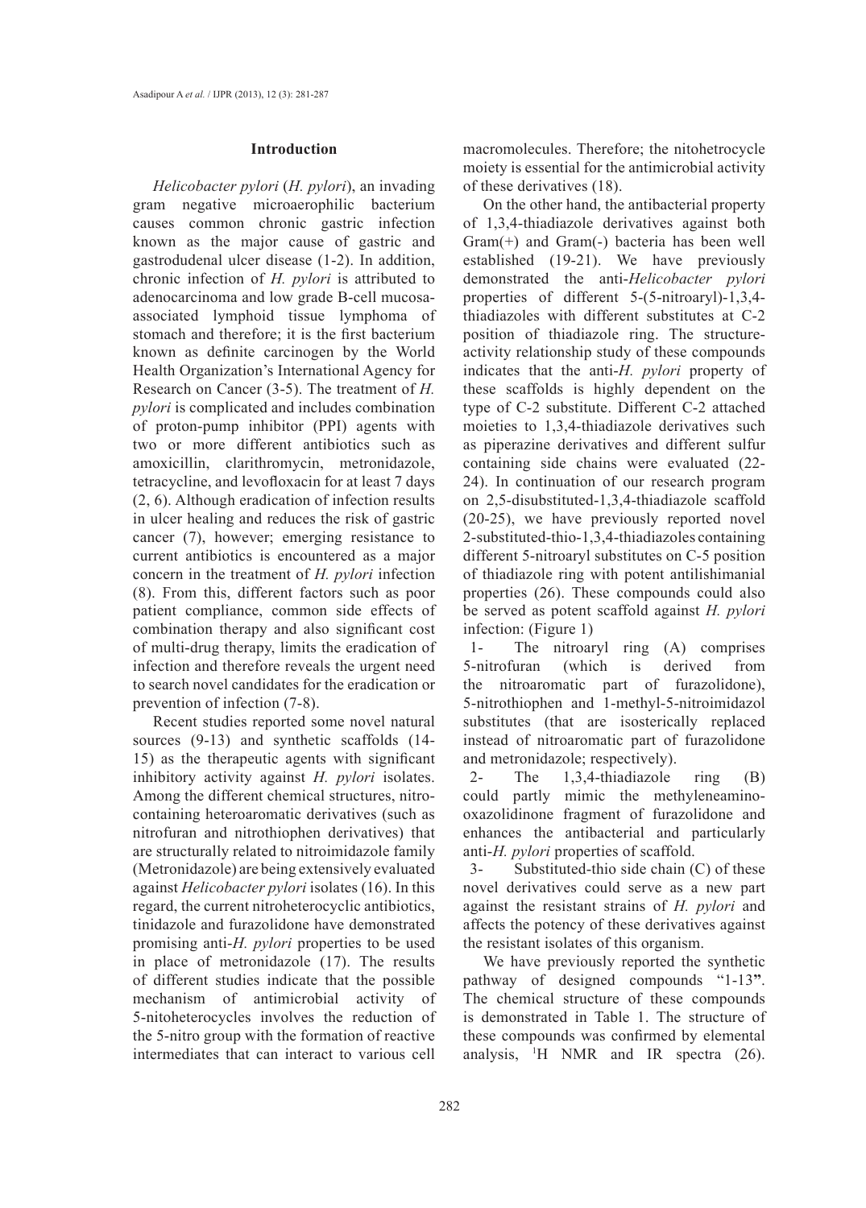## Introduction

*Helicobacter pylori* (*H. pylori*), an invading gram negative microaerophilic bacterium causes common chronic gastric infection known as the major cause of gastric and gastrodudenal ulcer disease (1-2). In addition, chronic infection of *H. pylori* is attributed to adenocarcinoma and low grade B-cell mucosa-associated lymphoid tissue lymphoma of stomach and therefore; it is the first bacterium known as definite carcinogen by the World Health Organization's International Agency for Research on Cancer (3-5). The treatment of *H. pylori* is complicated and includes combination of proton-pump inhibitor (PPI) agents with two or more different antibiotics such as amoxicillin, clarithromycin, metronidazole, tetracycline, and levofloxacin for at least 7 days (2, 6). Although eradication of infection results in ulcer healing and reduces the risk of gastric cancer (7), however; emerging resistance to current antibiotics is encountered as a major concern in the treatment of *H. pylori* infection (8). From this, different factors such as poor patient compliance, common side effects of combination therapy and also significant cost of multi-drug therapy, limits the eradication of infection and therefore reveals the urgent need to search novel candidates for the eradication or prevention of infection (7-8).

Recent studies reported some novel natural sources (9-13) and synthetic scaffolds (14-15) as the therapeutic agents with significant inhibitory activity against *H. pylori* isolates. Among the different chemical structures, nitro-containing heteroaromatic derivatives (such as nitrofuran and nitrothiophen derivatives) that are structurally related to nitroimidazole family (Metronidazole) are being extensively evaluated against *Helicobacter pylori* isolates (16). In this regard, the current nitroheterocyclic antibiotics, tinidazole and furazolidone have demonstrated promising anti-*H. pylori* properties to be used in place of metronidazole (17). The results of different studies indicate that the possible mechanism of antimicrobial activity of 5-nitoheterocycles involves the reduction of the 5-nitro group with the formation of reactive intermediates that can interact to various cell macromolecules. Therefore; the nitohetrocycle moiety is essential for the antimicrobial activity of these derivatives (18).

On the other hand, the antibacterial property of 1,3,4-thiadiazole derivatives against both Gram(+) and Gram(-) bacteria has been well established (19-21). We have previously demonstrated the anti-*Helicobacter pylori* properties of different 5-(5-nitroaryl)-1,3,4-thiadiazoles with different substitutes at C-2 position of thiadiazole ring. The structure-activity relationship study of these compounds indicates that the anti-*H. pylori* property of these scaffolds is highly dependent on the type of C-2 substitute. Different C-2 attached moieties to 1,3,4-thiadiazole derivatives such as piperazine derivatives and different sulfur containing side chains were evaluated (22-24). In continuation of our research program on 2,5-disubstituted-1,3,4-thiadiazole scaffold (20-25), we have previously reported novel 2-substituted-thio-1,3,4-thiadiazoles containing different 5-nitroaryl substitutes on C-5 position of thiadiazole ring with potent antilishimanial properties (26). These compounds could also be served as potent scaffold against *H. pylori* infection: (Figure 1)

1- The nitroaryl ring (A) comprises 5-nitrofuran (which is derived from the nitroaromatic part of furazolidone), 5-nitrothiophen and 1-methyl-5-nitroimidazol substitutes (that are isosterically replaced instead of nitroaromatic part of furazolidone and metronidazole; respectively).

2- The 1,3,4-thiadiazole ring (B) could partly mimic the methyleneamino-oxazolidinone fragment of furazolidone and enhances the antibacterial and particularly anti-*H. pylori* properties of scaffold.

3- Substituted-thio side chain (C) of these novel derivatives could serve as a new part against the resistant strains of *H. pylori* and affects the potency of these derivatives against the resistant isolates of this organism.

We have previously reported the synthetic pathway of designed compounds "1-13". The chemical structure of these compounds is demonstrated in Table 1. The structure of these compounds was confirmed by elemental analysis, $^1$H NMR and IR spectra (26).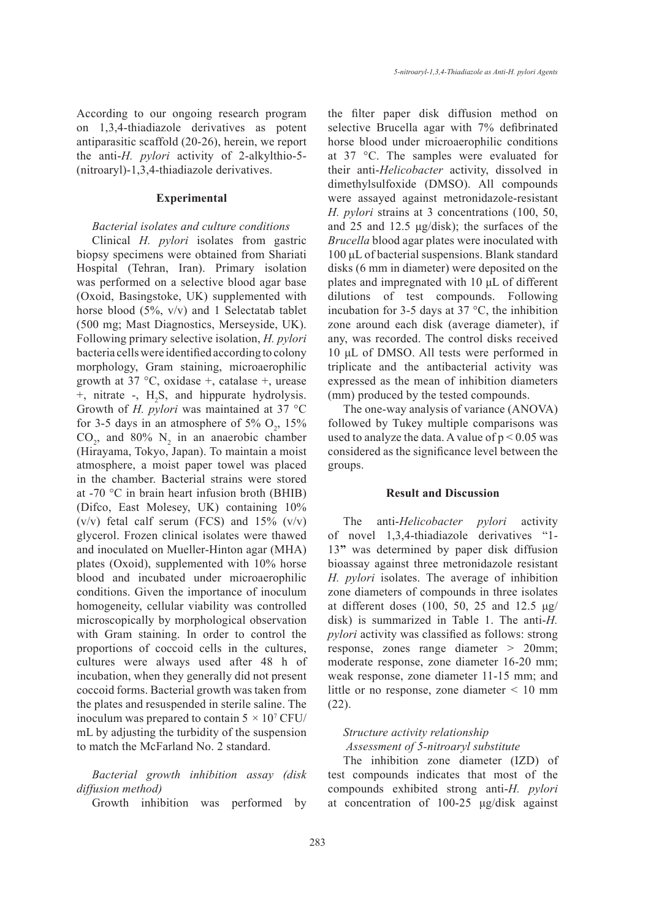According to our ongoing research program on 1,3,4-thiadiazole derivatives as potent antiparasitic scaffold (20-26), herein, we report the anti-*H. pylori* activity of 2-alkylthio-5-(nitroaryl)-1,3,4-thiadiazole derivatives.

## Experimental

### *Bacterial isolates and culture conditions*

Clinical *H. pylori* isolates from gastric biopsy specimens were obtained from Shariati Hospital (Tehran, Iran). Primary isolation was performed on a selective blood agar base (Oxoid, Basingstoke, UK) supplemented with horse blood (5%, v/v) and 1 Selectatab tablet (500 mg; Mast Diagnostics, Merseyside, UK). Following primary selective isolation, *H. pylori* bacteria cells were identified according to colony morphology, Gram staining, microaerophilic growth at 37 °C, oxidase +, catalase +, urease +, nitrate -, $H_2S$, and hippurate hydrolysis. Growth of *H. pylori* was maintained at 37 °C for 3-5 days in an atmosphere of 5% $O_2$, 15% $CO_2$, and 80% $N_2$ in an anaerobic chamber (Hirayama, Tokyo, Japan). To maintain a moist atmosphere, a moist paper towel was placed in the chamber. Bacterial strains were stored at -70 °C in brain heart infusion broth (BHIB) (Difco, East Molesey, UK) containing 10% (v/v) fetal calf serum (FCS) and 15% (v/v) glycerol. Frozen clinical isolates were thawed and inoculated on Mueller-Hinton agar (MHA) plates (Oxoid), supplemented with 10% horse blood and incubated under microaerophilic conditions. Given the importance of inoculum homogeneity, cellular viability was controlled microscopically by morphological observation with Gram staining. In order to control the proportions of coccoid cells in the cultures, cultures were always used after 48 h of incubation, when they generally did not present coccoid forms. Bacterial growth was taken from the plates and resuspended in sterile saline. The inoculum was prepared to contain $5 \times 10^7$ CFU/mL by adjusting the turbidity of the suspension to match the McFarland No. 2 standard.

### *Bacterial growth inhibition assay (disk diffusion method)*

Growth inhibition was performed by the filter paper disk diffusion method on selective Brucella agar with 7% defibrinated horse blood under microaerophilic conditions at 37 °C. The samples were evaluated for their anti-*Helicobacter* activity, dissolved in dimethylsulfoxide (DMSO). All compounds were assayed against metronidazole-resistant *H. pylori* strains at 3 concentrations (100, 50, and 25 and 12.5 μg/disk); the surfaces of the *Brucella* blood agar plates were inoculated with 100 μL of bacterial suspensions. Blank standard disks (6 mm in diameter) were deposited on the plates and impregnated with 10 μL of different dilutions of test compounds. Following incubation for 3-5 days at 37 °C, the inhibition zone around each disk (average diameter), if any, was recorded. The control disks received 10 μL of DMSO. All tests were performed in triplicate and the antibacterial activity was expressed as the mean of inhibition diameters (mm) produced by the tested compounds.

The one-way analysis of variance (ANOVA) followed by Tukey multiple comparisons was used to analyze the data. A value of $p < 0.05$ was considered as the significance level between the groups.

## Result and Discussion

The anti-*Helicobacter pylori* activity of novel 1,3,4-thiadiazole derivatives "1-13**"** was determined by paper disk diffusion bioassay against three metronidazole resistant *H. pylori* isolates. The average of inhibition zone diameters of compounds in three isolates at different doses (100, 50, 25 and 12.5 μg/disk) is summarized in Table 1. The anti-*H. pylori* activity was classified as follows: strong response, zones range diameter > 20mm; moderate response, zone diameter 16-20 mm; weak response, zone diameter 11-15 mm; and little or no response, zone diameter < 10 mm (22).

### *Structure activity relationship*

#### *Assessment of 5-nitroaryl substitute*

The inhibition zone diameter (IZD) of test compounds indicates that most of the compounds exhibited strong anti-*H. pylori* at concentration of 100-25 μg/disk against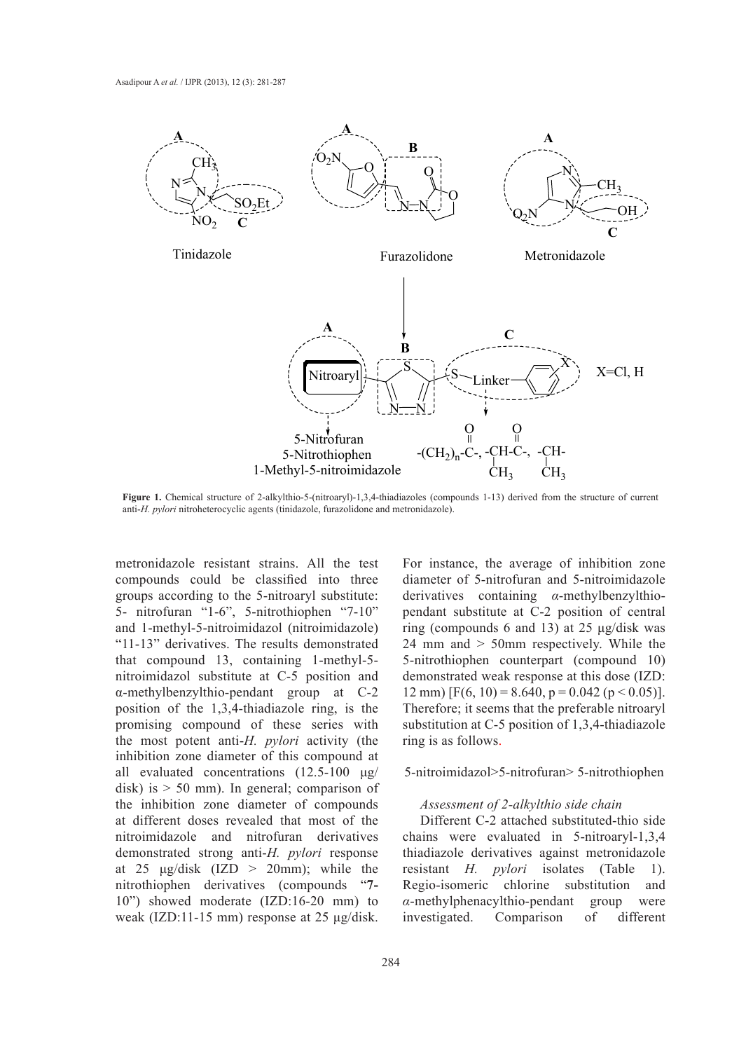**Figure 1.** Chemical structure of 2-alkylthio-5-(nitroaryl)-1,3,4-thiadiazoles (compounds 1-13) derived from the structure of current anti-*H. pylori* nitroheterocyclic agents (tinidazole, furazolidone and metronidazole).

metronidazole resistant strains. All the test compounds could be classified into three groups according to the 5-nitroaryl substitute: 5- nitrofuran "1-6", 5-nitrothiophen "7-10" and 1-methyl-5-nitroimidazol (nitroimidazole) "11-13" derivatives. The results demonstrated that compound 13, containing 1-methyl-5-nitroimidazol substitute at C-5 position and α-methylbenzylthio-pendant group at C-2 position of the 1,3,4-thiadiazole ring, is the promising compound of these series with the most potent anti-*H. pylori* activity (the inhibition zone diameter of this compound at all evaluated concentrations (12.5-100 μg/disk) is > 50 mm). In general; comparison of the inhibition zone diameter of compounds at different doses revealed that most of the nitroimidazole and nitrofuran derivatives demonstrated strong anti-*H. pylori* response at 25 μg/disk (IZD > 20mm); while the nitrothiophen derivatives (compounds "**7-10**") showed moderate (IZD:16-20 mm) to weak (IZD:11-15 mm) response at 25 μg/disk. For instance, the average of inhibition zone diameter of 5-nitrofuran and 5-nitroimidazole derivatives containing *α*-methylbenzylthio-pendant substitute at C-2 position of central ring (compounds 6 and 13) at 25 μg/disk was 24 mm and > 50mm respectively. While the 5-nitrothiophen counterpart (compound 10) demonstrated weak response at this dose (IZD: 12 mm) [$F(6, 10) = 8.640$, $p = 0.042$ ($p < 0.05$)]. Therefore; it seems that the preferable nitroaryl substitution at C-5 position of 1,3,4-thiadiazole ring is as follows.

5-nitroimidazol>5-nitrofuran> 5-nitrothiophen

*Assessment of 2-alkylthio side chain*

Different C-2 attached substituted-thio side chains were evaluated in 5-nitroaryl-1,3,4 thiadiazole derivatives against metronidazole resistant *H. pylori* isolates (Table 1). Regio-isomeric chlorine substitution and *α*-methylphenacylthio-pendant group were investigated. Comparison of different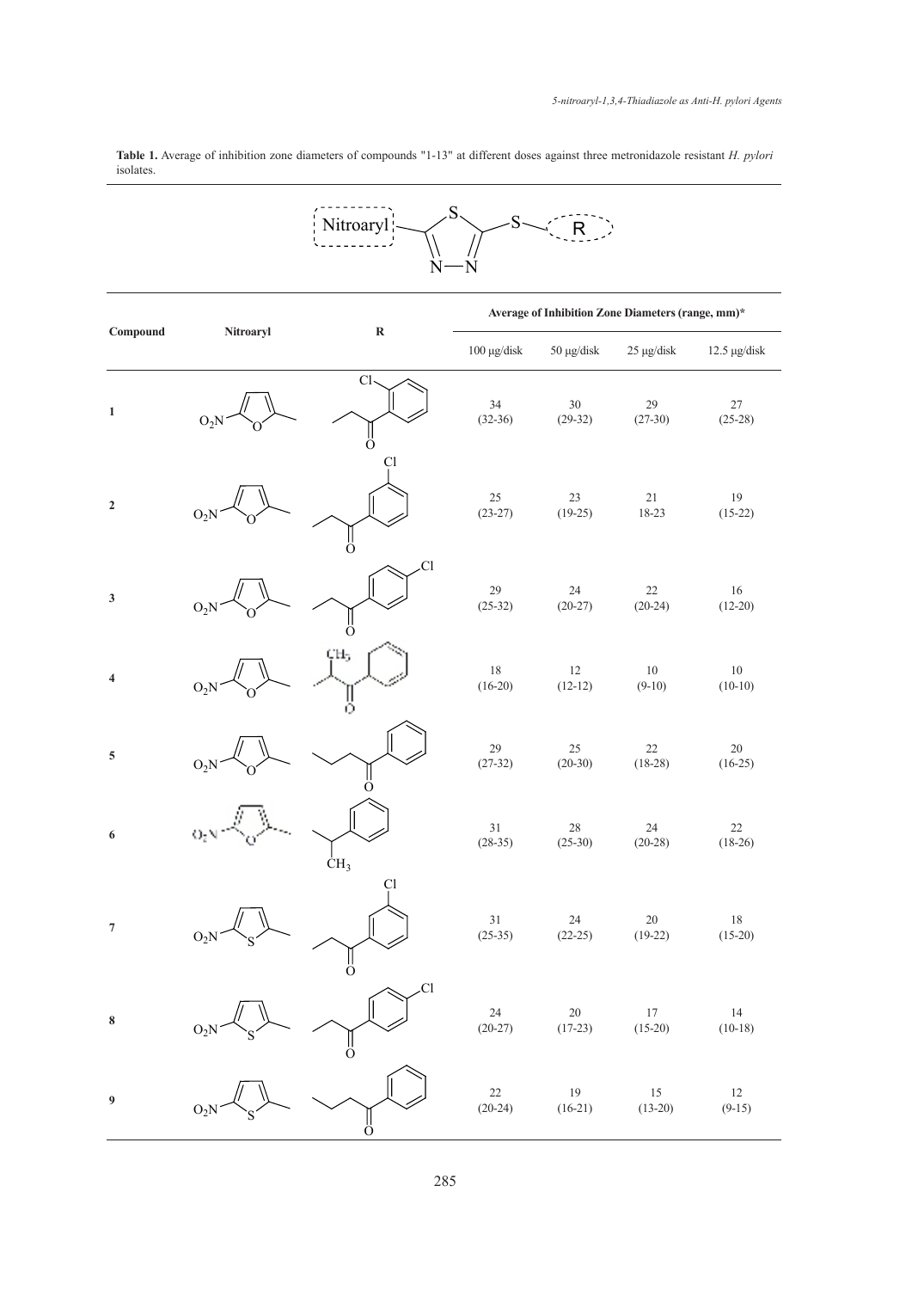**Table 1.** Average of inhibition zone diameters of compounds "1-13" at different doses against three metronidazole resistant *H. pylori* isolates.

| Compound | Nitroaryl | R | Average of Inhibition Zone Diameters (range, mm)* | | | |
|---|---|---|---|---|---|---|
| | | | 100 μg/disk | 50 μg/disk | 25 μg/disk | 12.5 μg/disk |
| 1 | 5-nitrofuran-2-yl | 2-(2-chlorophenyl)-2-oxoethyl | 34 (32-36) | 30 (29-32) | 29 (27-30) | 27 (25-28) |
| 2 | 5-nitrofuran-2-yl | 2-(3-chlorophenyl)-2-oxoethyl | 25 (23-27) | 23 (19-25) | 21 18-23 | 19 (15-22) |
| 3 | 5-nitrofuran-2-yl | 2-(4-chlorophenyl)-2-oxoethyl | 29 (25-32) | 24 (20-27) | 22 (20-24) | 16 (12-20) |
| 4 | 5-nitrofuran-2-yl | 1-methyl-2-oxo-2-phenylethyl | 18 (16-20) | 12 (12-12) | 10 (9-10) | 10 (10-10) |
| 5 | 5-nitrofuran-2-yl | 3-oxo-3-phenylpropyl | 29 (27-32) | 25 (20-30) | 22 (18-28) | 20 (16-25) |
| 6 | 5-nitrofuran-2-yl | 1-phenylethyl | 31 (28-35) | 28 (25-30) | 24 (20-28) | 22 (18-26) |
| 7 | 5-nitrothiophen-2-yl | 2-(3-chlorophenyl)-2-oxoethyl | 31 (25-35) | 24 (22-25) | 20 (19-22) | 18 (15-20) |
| 8 | 5-nitrothiophen-2-yl | 2-(4-chlorophenyl)-2-oxoethyl | 24 (20-27) | 20 (17-23) | 17 (15-20) | 14 (10-18) |
| 9 | 5-nitrothiophen-2-yl | 3-oxo-3-phenylpropyl | 22 (20-24) | 19 (16-21) | 15 (13-20) | 12 (9-15) |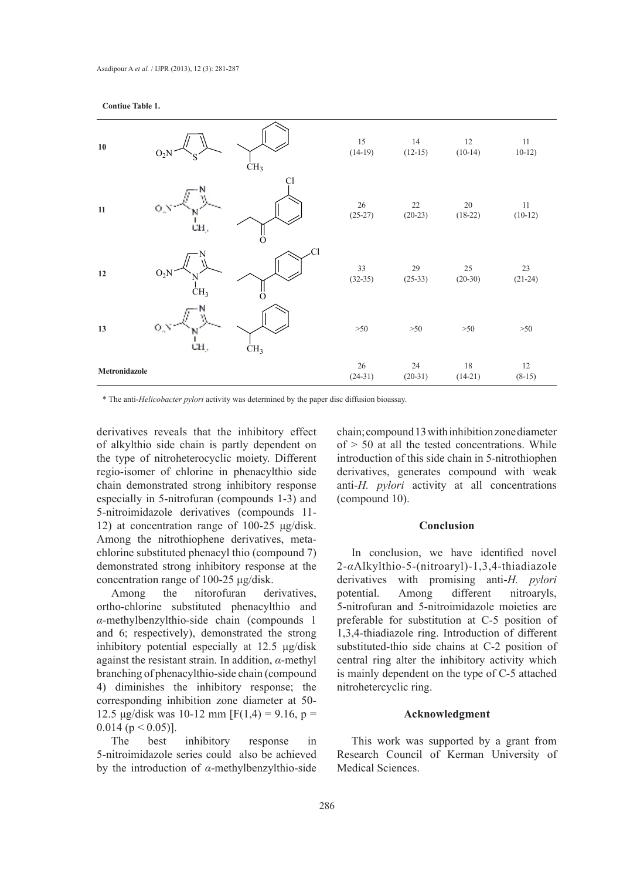**Contiue Table 1.**

| | | | | | | |
|---|---|---|---|---|---|---|
| 10 | | | 15 (14-19) | 14 (12-15) | 12 (10-14) | 11 10-12) |
| 11 | | | 26 (25-27) | 22 (20-23) | 20 (18-22) | 11 (10-12) |
| 12 | | | 33 (32-35) | 29 (25-33) | 25 (20-30) | 23 (21-24) |
| 13 | | | >50 | >50 | >50 | >50 |
| Metronidazole | | | 26 (24-31) | 24 (20-31) | 18 (14-21) | 12 (8-15) |

\* The anti-*Helicobacter pylori* activity was determined by the paper disc diffusion bioassay.

derivatives reveals that the inhibitory effect of alkylthio side chain is partly dependent on the type of nitroheterocyclic moiety. Different regio-isomer of chlorine in phenacylthio side chain demonstrated strong inhibitory response especially in 5-nitrofuran (compounds 1-3) and 5-nitroimidazole derivatives (compounds 11-12) at concentration range of 100-25 μg/disk. Among the nitrothiophene derivatives, meta-chlorine substituted phenacyl thio (compound 7) demonstrated strong inhibitory response at the concentration range of 100-25 μg/disk.

Among the nitorofuran derivatives, ortho-chlorine substituted phenacylthio and *α*-methylbenzylthio-side chain (compounds 1 and 6; respectively), demonstrated the strong inhibitory potential especially at 12.5 μg/disk against the resistant strain. In addition, *α*-methyl branching of phenacylthio-side chain (compound 4) diminishes the inhibitory response; the corresponding inhibition zone diameter at 50-12.5 μg/disk was 10-12 mm [$F(1,4) = 9.16$, $p = 0.014$ ($p < 0.05$)].

The best inhibitory response in 5-nitroimidazole series could also be achieved by the introduction of *α*-methylbenzylthio-side chain; compound 13 with inhibition zone diameter of > 50 at all the tested concentrations. While introduction of this side chain in 5-nitrothiophen derivatives, generates compound with weak anti-*H. pylori* activity at all concentrations (compound 10).

## Conclusion

In conclusion, we have identified novel 2-*α*Alkylthio-5-(nitroaryl)-1,3,4-thiadiazole derivatives with promising anti-*H. pylori* potential. Among different nitroaryls, 5-nitrofuran and 5-nitroimidazole moieties are preferable for substitution at C-5 position of 1,3,4-thiadiazole ring. Introduction of different substituted-thio side chains at C-2 position of central ring alter the inhibitory activity which is mainly dependent on the type of C-5 attached nitrohetercyclic ring.

## Acknowledgment

This work was supported by a grant from Research Council of Kerman University of Medical Sciences.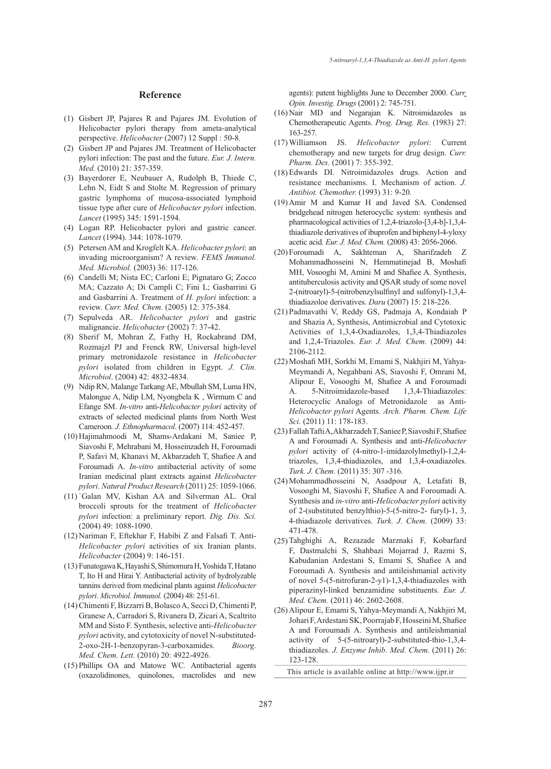## Reference

(1) Gisbert JP, Pajares R and Pajares JM. Evolution of Helicobacter pylori therapy from ameta-analytical perspective. *Helicobacter* (2007) 12 Suppl : 50-8.

(2) Gisbert JP and Pajares JM. Treatment of Helicobacter pylori infection: The past and the future. *Eur. J. Intern. Med.* (2010) 21: 357-359.

(3) Bayerdorer E, Neubauer A, Rudolph B, Thiede C, Lehn N, Eidt S and Stolte M. Regression of primary gastric lymphoma of mucosa-associated lymphoid tissue type after cure of *Helicobacter pylori* infection. *Lancet* (1995) 345: 1591-1594.

(4) Logan RP. Helicobacter pylori and gastric cancer. *Lancet* (1994). 344: 1078-1079.

(5) Petersen AM and Krogfelt KA. *Helicobacter pylori*: an invading microorganism? A review. *FEMS Immunol. Med. Microbiol.* (2003) 36: 117-126.

(6) Candelli M; Nista EC; Carloni E; Pignataro G; Zocco MA; Cazzato A; Di Campli C; Fini L; Gasbarrini G and Gasbarrini A. Treatment of *H. pylori* infection: a review. *Curr. Med. Chem.* (2005) 12: 375-384.

(7) Sepulveda AR. *Helicobacter pylori* and gastric malignancie. *Helicobacter* (2002) 7: 37-42.

(8) Sherif M, Mohran Z, Fathy H, Rockabrand DM, Rozmajzl PJ and Frenck RW, Universal high-level primary metronidazole resistance in *Helicobacter pylori* isolated from children in Egypt. *J. Clin. Microbiol*. (2004) 42: 4832-4834.

(9) Ndip RN, Malange Tarkang AE, Mbullah SM, Luma HN, Malongue A, Ndip LM, Nyongbela K , Wirmum C and Efange SM. *In-vitro* anti-*Helicobacter pylori* activity of extracts of selected medicinal plants from North West Cameroon*. J. Ethnopharmacol*. (2007) 114: 452-457.

(10) Hajimahmoodi M, Shams-Ardakani M, Saniee P, Siavoshi F, Mehrabani M, Hosseinzadeh H, Foroumadi P, Safavi M, Khanavi M, Akbarzadeh T, Shafiee A and Foroumadi A. *In-vitro* antibacterial activity of some Iranian medicinal plant extracts against *Helicobacter pylori*. *Natural Product Research* (2011) 25: 1059-1066.

(11) `Galan MV, Kishan AA and Silverman AL. Oral broccoli sprouts for the treatment of *Helicobacter pylori* infection: a preliminary report. *Dig. Dis. Sci.* (2004) 49: 1088-1090.

(12) Nariman F, Eftekhar F, Habibi Z and Falsafi T. Anti-*Helicobacter pylori* activities of six Iranian plants. *Helicobacter* (2004) 9: 146-151.

(13) Funatogawa K, Hayashi S, Shimomura H, Yoshida T, Hatano T, Ito H and Hirai Y. Antibacterial activity of hydrolyzable tannins derived from medicinal plants against *Helicobacter pylori*. *Microbiol. Immunol.* (2004) 48: 251-61.

(14) Chimenti F, Bizzarri B, Bolasco A, Secci D, Chimenti P, Granese A, Carradori S, Rivanera D, Zicari A, Scaltrito MM and Sisto F. Synthesis, selective anti-*Helicobacter pylori* activity, and cytotoxicity of novel N-substituted-2-oxo-2H-1-benzopyran-3-carboxamides. *Bioorg. Med. Chem. Lett.* (2010) 20: 4922-4926.

(15) Phillips OA and Matowe WC. Antibacterial agents (oxazolidinones, quinolones, macrolides and new agents): patent highlights June to December 2000. *Curr. Opin. Investig. Drugs* (2001) 2: 745-751.

(16) Nair MD and Negarajan K. Nitroimidazoles as Chemotherapeutic Agents. *Prog. Drug. Res.* (1983) 27: 163-257.

(17) Williamson JS. *Helicobacter pylori*: Current chemotherapy and new targets for drug design. *Curr. Pharm. Des*. (2001) 7: 355-392.

(18) Edwards DI. Nitroimidazoles drugs. Action and resistance mechanisms. I. Mechanism of action. *J. Antibiot. Chemother.* (1993) 31: 9-20.

(19) Amir M and Kumar H and Javed SA. Condensed bridgehead nitrogen heterocyclic system: synthesis and pharmacological activities of 1,2,4-triazolo-[3,4-b]-1,3,4-thiadiazole derivatives of ibuprofen and biphenyl-4-yloxy acetic acid*. Eur. J. Med. Chem.* (2008) 43: 2056-2066.

(20) Foroumadi A, Sakhteman A, Sharifzadeh Z Mohammadhosseini N, Hemmatinejad B, Moshafi MH, Vosooghi M, Amini M and Shafiee A. Synthesis, antituberculosis activity and QSAR study of some novel 2-(nitroaryl)-5-(nitrobenzylsulfinyl and sulfonyl)-1,3,4-thiadiazoloe derivatives. *Daru* (2007) 15: 218-226.

(21) Padmavathi V, Reddy GS, Padmaja A, Kondaiah P and Shazia A, Synthesis, Antimicrobial and Cytotoxic Activities of 1,3,4-Oxadiazoles, 1,3,4-Thiadiazoles and 1,2,4-Triazoles. *Eur. J. Med. Chem.* (2009) 44: 2106-2112.

(22) Moshafi MH, Sorkhi M, Emami S, Nakhjiri M, Yahya-Meymandi A, Negahbani AS, Siavoshi F, Omrani M, Alipour E, Vosooghi M, Shafiee A and Foroumadi A. 5-Nitroimidazole-based 1,3,4-Thiadiazoles: Heterocyclic Analogs of Metronidazole as Anti-*Helicobacter pylori* Agents. *Arch. Pharm. Chem. Life Sci.* (2011) 11: 178-183.

(23) Fallah Tafti A, Akbarzadeh T, Saniee P, Siavoshi F, Shafiee A and Foroumadi A. Synthesis and anti-*Helicobacter pylori* activity of (4-nitro-1-imidazolylmethyl)-1,2,4-triazoles, 1,3,4-thiadiazoles, and 1,3,4-oxadiazoles. *Turk. J. Chem.* (2011) 35: 307 -316.

(24) Mohammadhosseini N, Asadpour A, Letafati B, Vosooghi M, Siavoshi F, Shafiee A and Foroumadi A. Synthesis and *in-vitro* anti-*Helicobacter pylori* activity of 2-(substituted benzylthio)-5-(5-nitro-2- furyl)-1, 3, 4-thiadiazole derivatives. *Turk. J. Chem.* (2009) 33: 471-478.

(25) Tahghighi A, Rezazade Marznaki F, Kobarfard F, Dastmalchi S, Shahbazi Mojarrad J, Razmi S, Kabudanian Ardestani S, Emami S, Shafiee A and Foroumadi A. Synthesis and antileishmanial activity of novel 5-(5-nitrofuran-2-y1)-1,3,4-thiadiazoles with piperazinyl-linked benzamidine substituents. *Eur. J. Med. Chem.* (2011) 46: 2602-2608.

(26) Alipour E, Emami S, Yahya-Meymandi A, Nakhjiri M, Johari F, Ardestani SK, Poorrajab F, Hosseini M, Shafiee A and Foroumadi A. Synthesis and antileishmanial activity of 5-(5-nitroaryl)-2-substituted-thio-1,3,4-thiadiazoles. *J. Enzyme Inhib. Med. Chem*. (2011) 26: 123-128.

This article is available online at http://www.ijpr.ir